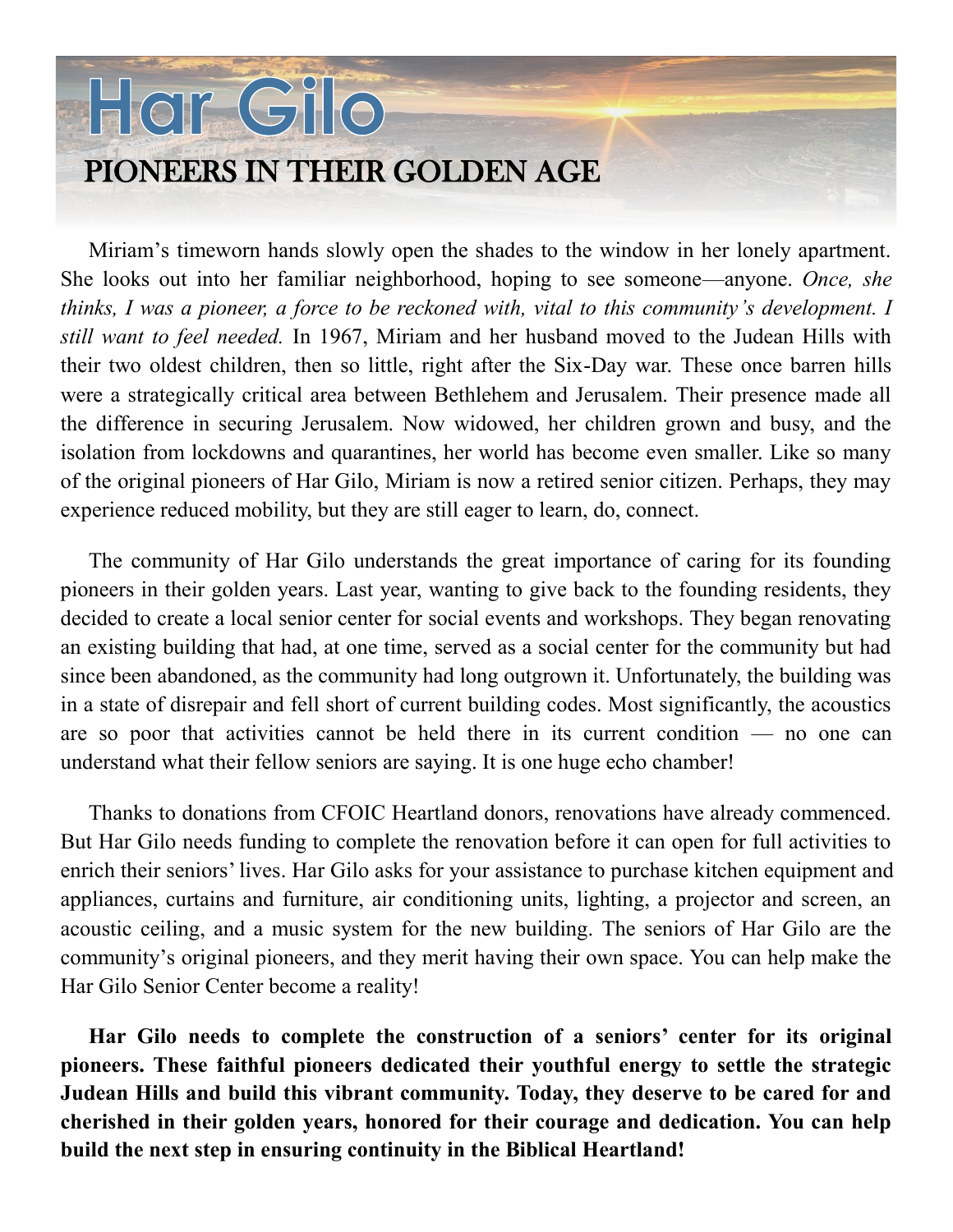# Har Gilo

## PIONEERS IN THEIR GOLDEN AGE

Miriam's timeworn hands slowly open the shades to the window in her lonely apartment. She looks out into her familiar neighborhood, hoping to see someone—anyone. *Once, she thinks, I was a pioneer, a force to be reckoned with, vital to this community's development. I still want to feel needed.* In 1967, Miriam and her husband moved to the Judean Hills with their two oldest children, then so little, right after the Six-Day war. These once barren hills were a strategically critical area between Bethlehem and Jerusalem. Their presence made all the difference in securing Jerusalem. Now widowed, her children grown and busy, and the isolation from lockdowns and quarantines, her world has become even smaller. Like so many of the original pioneers of Har Gilo, Miriam is now a retired senior citizen. Perhaps, they may experience reduced mobility, but they are still eager to learn, do, connect.

The community of Har Gilo understands the great importance of caring for its founding pioneers in their golden years. Last year, wanting to give back to the founding residents, they decided to create a local senior center for social events and workshops. They began renovating an existing building that had, at one time, served as a social center for the community but had since been abandoned, as the community had long outgrown it. Unfortunately, the building was in a state of disrepair and fell short of current building codes. Most significantly, the acoustics are so poor that activities cannot be held there in its current condition — no one can understand what their fellow seniors are saying. It is one huge echo chamber!

Thanks to donations from CFOIC Heartland donors, renovations have already commenced. But Har Gilo needs funding to complete the renovation before it can open for full activities to enrich their seniors' lives. Har Gilo asks for your assistance to purchase kitchen equipment and appliances, curtains and furniture, air conditioning units, lighting, a projector and screen, an acoustic ceiling, and a music system for the new building. The seniors of Har Gilo are the community's original pioneers, and they merit having their own space. You can help make the Har Gilo Senior Center become a reality!

**Har Gilo needs to complete the construction of a seniors' center for its original pioneers. These faithful pioneers dedicated their youthful energy to settle the strategic Judean Hills and build this vibrant community. Today, they deserve to be cared for and cherished in their golden years, honored for their courage and dedication. You can help build the next step in ensuring continuity in the Biblical Heartland!**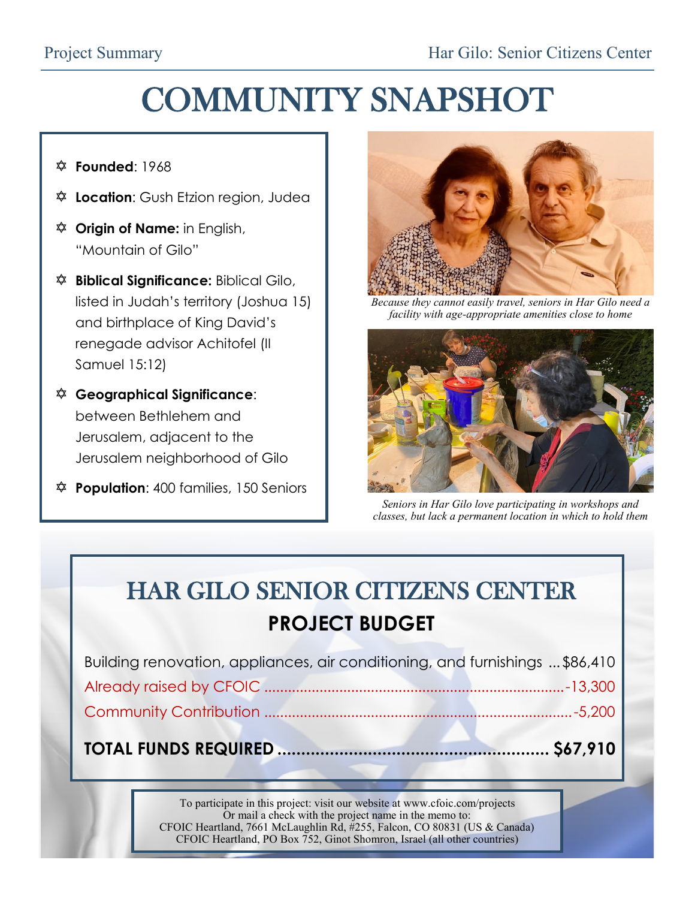# COMMUNITY SNAPSHOT

- **Founded**: 1968
- **Location**: Gush Etzion region, Judea
- **Origin of Name:** in English, "Mountain of Gilo"
- **Biblical Significance:** Biblical Gilo, listed in Judah's territory (Joshua 15) and birthplace of King David's renegade advisor Achitofel (II Samuel 15:12)
- **Geographical Significance**: between Bethlehem and Jerusalem, adjacent to the Jerusalem neighborhood of Gilo
- **Population**: 400 families, 150 Seniors

*Because they cannot easily travel, seniors in Har Gilo need a facility with age-appropriate amenities close to home*

*Seniors in Har Gilo love participating in workshops and classes, but lack a permanent location in which to hold them*

## HAR GILO SENIOR CITIZENS CENTER

### PROJECT BUDGET

| | |
|---|---|
| Building renovation, appliances, air conditioning, and furnishings | $86,410 |
| Already raised by CFOIC | -13,300 |
| Community Contribution | -5,200 |
| **TOTAL FUNDS REQUIRED** | **$67,910** |

To participate in this project: visit our website at www.cfoic.com/projects
Or mail a check with the project name in the memo to:
CFOIC Heartland, 7661 McLaughlin Rd, #255, Falcon, CO 80831 (US & Canada)
CFOIC Heartland, PO Box 752, Ginot Shomron, Israel (all other countries)